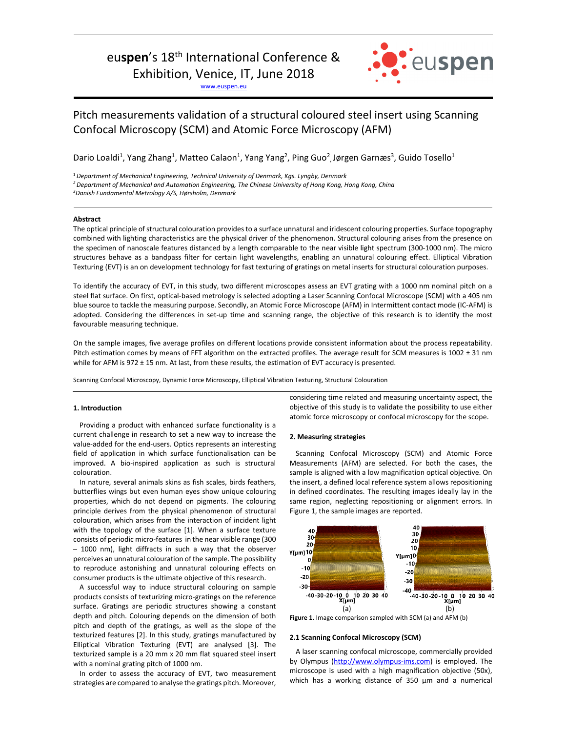euspen's 18th International Conference & Exhibition, Venice, IT, June 2018

www.euspen.eu

# Pitch measurements validation of a structural coloured steel insert using Scanning Confocal Microscopy (SCM) and Atomic Force Microscopy (AFM)

Dario Loaldi[1], Yang Zhang[1], Matteo Calaon[1], Yang Yang[2], Ping Guo[2], Jørgen Garnæs[3], Guido Tosello[1]

[1] *Department of Mechanical Engineering, Technical University of Denmark, Kgs. Lyngby, Denmark*
[2] *Department of Mechanical and Automation Engineering, The Chinese University of Hong Kong, Hong Kong, China*
[3] *Danish Fundamental Metrology A/S, Hørsholm, Denmark*

## Abstract

The optical principle of structural colouration provides to a surface unnatural and iridescent colouring properties. Surface topography combined with lighting characteristics are the physical driver of the phenomenon. Structural colouring arises from the presence on the specimen of nanoscale features distanced by a length comparable to the near visible light spectrum (300-1000 nm). The micro structures behave as a bandpass filter for certain light wavelengths, enabling an unnatural colouring effect. Elliptical Vibration Texturing (EVT) is an on development technology for fast texturing of gratings on metal inserts for structural colouration purposes.

To identify the accuracy of EVT, in this study, two different microscopes assess an EVT grating with a 1000 nm nominal pitch on a steel flat surface. On first, optical-based metrology is selected adopting a Laser Scanning Confocal Microscope (SCM) with a 405 nm blue source to tackle the measuring purpose. Secondly, an Atomic Force Microscope (AFM) in Intermittent contact mode (IC-AFM) is adopted. Considering the differences in set-up time and scanning range, the objective of this research is to identify the most favourable measuring technique.

On the sample images, five average profiles on different locations provide consistent information about the process repeatability. Pitch estimation comes by means of FFT algorithm on the extracted profiles. The average result for SCM measures is 1002 ± 31 nm while for AFM is 972 ± 15 nm. At last, from these results, the estimation of EVT accuracy is presented.

Scanning Confocal Microscopy, Dynamic Force Microscopy, Elliptical Vibration Texturing, Structural Colouration

## 1. Introduction

Providing a product with enhanced surface functionality is a current challenge in research to set a new way to increase the value-added for the end-users. Optics represents an interesting field of application in which surface functionalisation can be improved. A bio-inspired application as such is structural colouration.

In nature, several animals skins as fish scales, birds feathers, butterflies wings but even human eyes show unique colouring properties, which do not depend on pigments. The colouring principle derives from the physical phenomenon of structural colouration, which arises from the interaction of incident light with the topology of the surface [1]. When a surface texture consists of periodic micro-features in the near visible range (300 – 1000 nm), light diffracts in such a way that the observer perceives an unnatural colouration of the sample. The possibility to reproduce astonishing and unnatural colouring effects on consumer products is the ultimate objective of this research.

A successful way to induce structural colouring on sample products consists of texturizing micro-gratings on the reference surface. Gratings are periodic structures showing a constant depth and pitch. Colouring depends on the dimension of both pitch and depth of the gratings, as well as the slope of the texturized features [2]. In this study, gratings manufactured by Elliptical Vibration Texturing (EVT) are analysed [3]. The texturized sample is a 20 mm x 20 mm flat squared steel insert with a nominal grating pitch of 1000 nm.

In order to assess the accuracy of EVT, two measurement strategies are compared to analyse the gratings pitch. Moreover, considering time related and measuring uncertainty aspect, the objective of this study is to validate the possibility to use either atomic force microscopy or confocal microscopy for the scope.

## 2. Measuring strategies

Scanning Confocal Microscopy (SCM) and Atomic Force Measurements (AFM) are selected. For both the cases, the sample is aligned with a low magnification optical objective. On the insert, a defined local reference system allows repositioning in defined coordinates. The resulting images ideally lay in the same region, neglecting repositioning or alignment errors. In Figure 1, the sample images are reported.

**Figure 1.** Image comparison sampled with SCM (a) and AFM (b)

### 2.1 Scanning Confocal Microscopy (SCM)

A laser scanning confocal microscope, commercially provided by Olympus (http://www.olympus-ims.com) is employed. The microscope is used with a high magnification objective (50x), which has a working distance of 350 µm and a numerical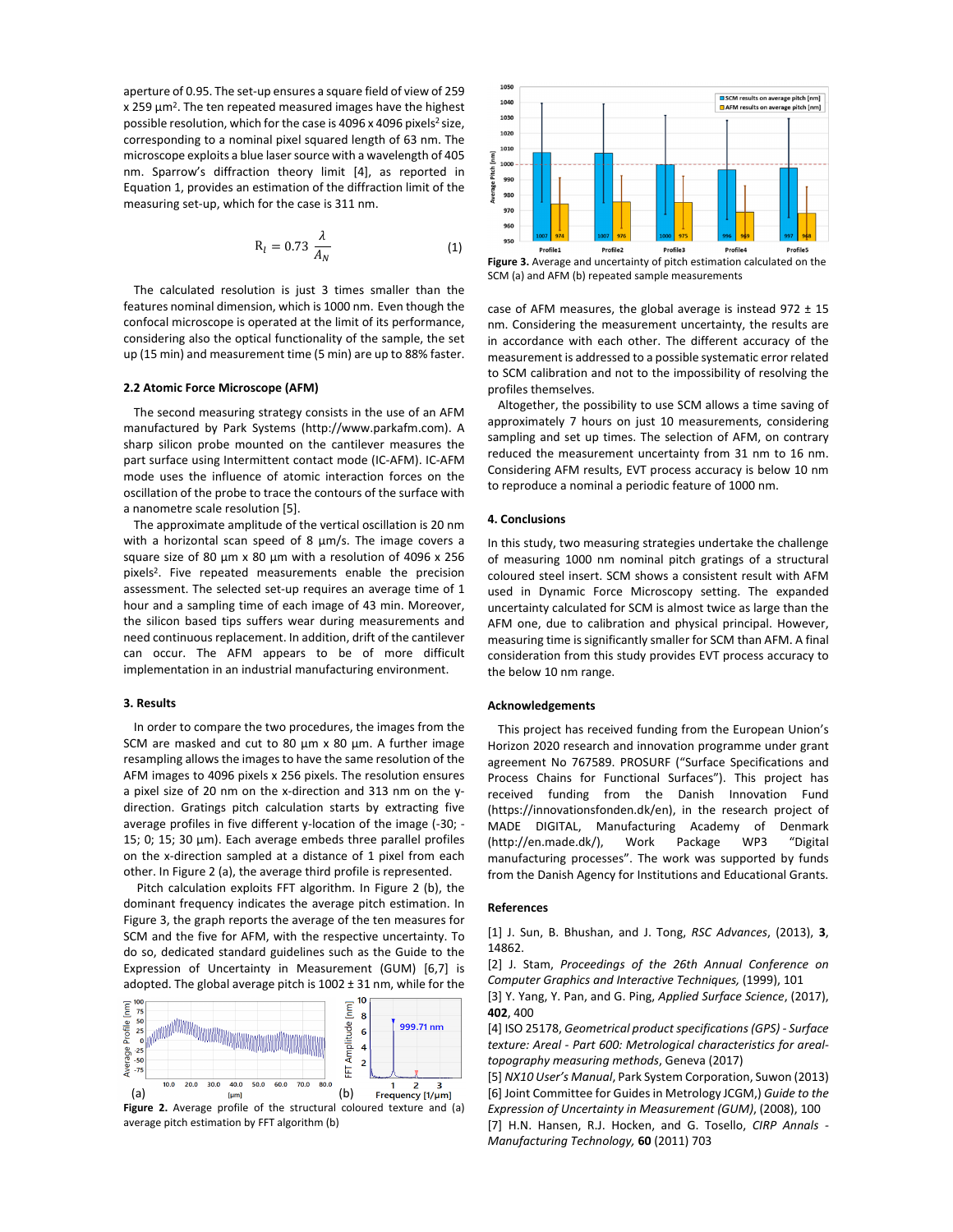aperture of 0.95. The set-up ensures a square field of view of 259 x 259 µm². The ten repeated measured images have the highest possible resolution, which for the case is 4096 x 4096 pixels² size, corresponding to a nominal pixel squared length of 63 nm. The microscope exploits a blue laser source with a wavelength of 405 nm. Sparrow's diffraction theory limit [4], as reported in Equation 1, provides an estimation of the diffraction limit of the measuring set-up, which for the case is 311 nm.

$$R_l = 0.73\,\frac{\lambda}{A_N} \tag{1}$$

The calculated resolution is just 3 times smaller than the features nominal dimension, which is 1000 nm. Even though the confocal microscope is operated at the limit of its performance, considering also the optical functionality of the sample, the set up (15 min) and measurement time (5 min) are up to 88% faster.

### 2.2 Atomic Force Microscope (AFM)

The second measuring strategy consists in the use of an AFM manufactured by Park Systems (http://www.parkafm.com). A sharp silicon probe mounted on the cantilever measures the part surface using Intermittent contact mode (IC-AFM). IC-AFM mode uses the influence of atomic interaction forces on the oscillation of the probe to trace the contours of the surface with a nanometre scale resolution [5].

The approximate amplitude of the vertical oscillation is 20 nm with a horizontal scan speed of 8 µm/s. The image covers a square size of 80 µm x 80 µm with a resolution of 4096 x 256 pixels². Five repeated measurements enable the precision assessment. The selected set-up requires an average time of 1 hour and a sampling time of each image of 43 min. Moreover, the silicon based tips suffers wear during measurements and need continuous replacement. In addition, drift of the cantilever can occur. The AFM appears to be of more difficult implementation in an industrial manufacturing environment.

## 3. Results

In order to compare the two procedures, the images from the SCM are masked and cut to 80 µm x 80 µm. A further image resampling allows the images to have the same resolution of the AFM images to 4096 pixels x 256 pixels. The resolution ensures a pixel size of 20 nm on the x-direction and 313 nm on the y-direction. Gratings pitch calculation starts by extracting five average profiles in five different y-location of the image (-30; -15; 0; 15; 30 µm). Each average embeds three parallel profiles on the x-direction sampled at a distance of 1 pixel from each other. In Figure 2 (a), the average third profile is represented.

Pitch calculation exploits FFT algorithm. In Figure 2 (b), the dominant frequency indicates the average pitch estimation. In Figure 3, the graph reports the average of the ten measures for SCM and the five for AFM, with the respective uncertainty. To do so, dedicated standard guidelines such as the Guide to the Expression of Uncertainty in Measurement (GUM) [6,7] is adopted. The global average pitch is 1002 ± 31 nm, while for the

Average Profile [nm]
100
75
50
25
0
-25
-50
-75
10.0 20.0 30.0 40.0 50.0 60.0 70.0 80.0
[µm]
(a)

FFT Amplitude [nm]
10
8
6
4
2
999.71 nm
1 2 3
Frequency [1/µm]
(b)

**Figure 2.** Average profile of the structural coloured texture and (a) average pitch estimation by FFT algorithm (b)

Average Pitch [nm]
1050
1040
1030
1020
1010
1000
990
980
970
960
950
SCM results on average pitch [nm]
AFM results on average pitch [nm]
1007 974
1007 976
1000 975
996 969
997 968
Profile1 Profile2 Profile3 Profile4 Profile5

**Figure 3.** Average and uncertainty of pitch estimation calculated on the SCM (a) and AFM (b) repeated sample measurements

case of AFM measures, the global average is instead 972 ± 15 nm. Considering the measurement uncertainty, the results are in accordance with each other. The different accuracy of the measurement is addressed to a possible systematic error related to SCM calibration and not to the impossibility of resolving the profiles themselves.

Altogether, the possibility to use SCM allows a time saving of approximately 7 hours on just 10 measurements, considering sampling and set up times. The selection of AFM, on contrary reduced the measurement uncertainty from 31 nm to 16 nm. Considering AFM results, EVT process accuracy is below 10 nm to reproduce a nominal a periodic feature of 1000 nm.

## 4. Conclusions

In this study, two measuring strategies undertake the challenge of measuring 1000 nm nominal pitch gratings of a structural coloured steel insert. SCM shows a consistent result with AFM used in Dynamic Force Microscopy setting. The expanded uncertainty calculated for SCM is almost twice as large than the AFM one, due to calibration and physical principal. However, measuring time is significantly smaller for SCM than AFM. A final consideration from this study provides EVT process accuracy to the below 10 nm range.

## Acknowledgements

This project has received funding from the European Union's Horizon 2020 research and innovation programme under grant agreement No 767589. PROSURF ("Surface Specifications and Process Chains for Functional Surfaces"). This project has received funding from the Danish Innovation Fund (https://innovationsfonden.dk/en), in the research project of MADE DIGITAL, Manufacturing Academy of Denmark (http://en.made.dk/), Work Package WP3 "Digital manufacturing processes". The work was supported by funds from the Danish Agency for Institutions and Educational Grants.

## References

[1] J. Sun, B. Bhushan, and J. Tong, *RSC Advances*, (2013), **3**, 14862.

[2] J. Stam, *Proceedings of the 26th Annual Conference on Computer Graphics and Interactive Techniques,* (1999), 101

[3] Y. Yang, Y. Pan, and G. Ping, *Applied Surface Science*, (2017), **402**, 400

[4] ISO 25178, *Geometrical product specifications (GPS) - Surface texture: Areal - Part 600: Metrological characteristics for areal-topography measuring methods*, Geneva (2017)

[5] *NX10 User's Manual*, Park System Corporation, Suwon (2013)

[6] Joint Committee for Guides in Metrology JCGM,) *Guide to the Expression of Uncertainty in Measurement (GUM)*, (2008), 100

[7] H.N. Hansen, R.J. Hocken, and G. Tosello, *CIRP Annals - Manufacturing Technology,* **60** (2011) 703